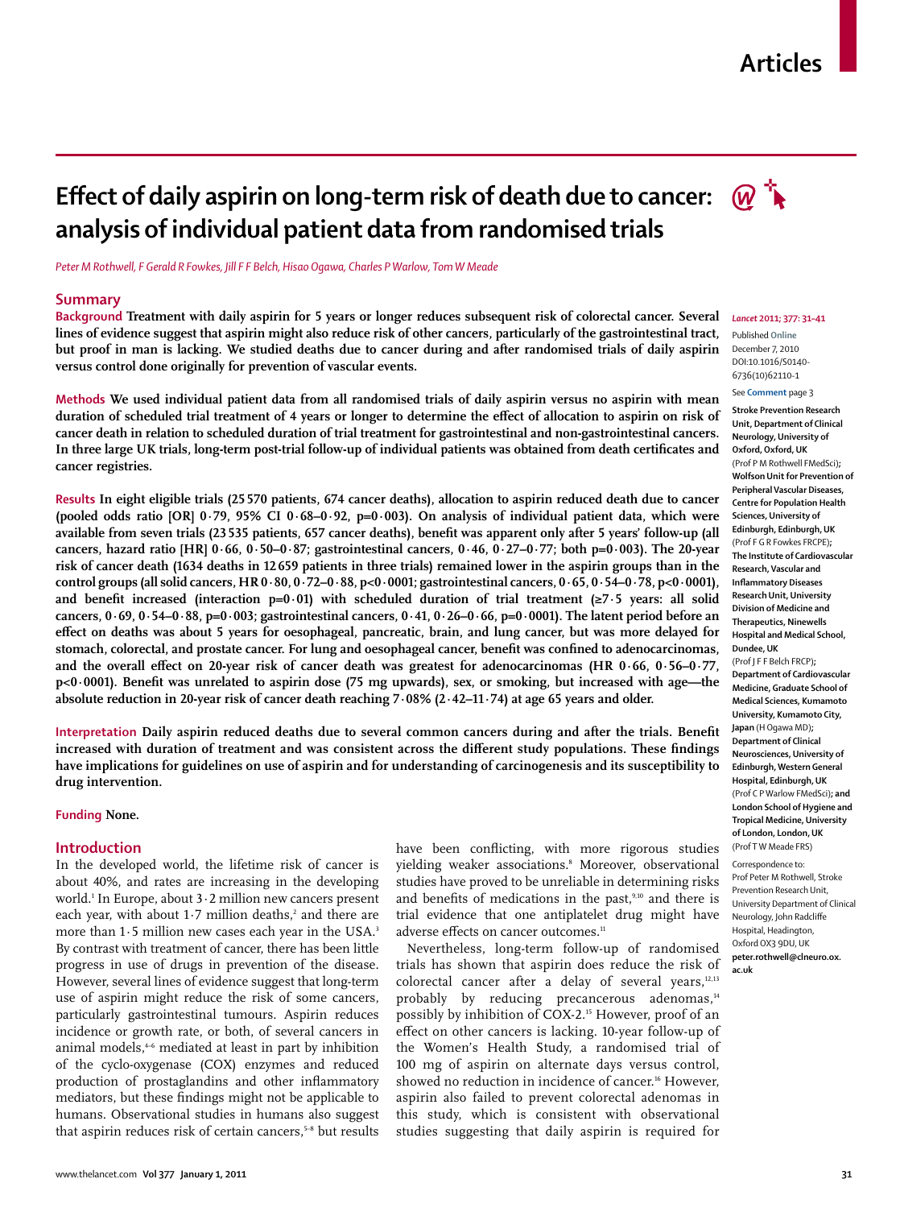# Effect of daily aspirin on long-term risk of death due to cancer: analysis of individual patient data from randomised trials

*Peter M Rothwell, F Gerald R Fowkes, Jill F F Belch, Hisao Ogawa, Charles P Warlow, Tom W Meade*

## Summary

**Background** **Treatment with daily aspirin for 5 years or longer reduces subsequent risk of colorectal cancer. Several lines of evidence suggest that aspirin might also reduce risk of other cancers, particularly of the gastrointestinal tract, but proof in man is lacking. We studied deaths due to cancer during and after randomised trials of daily aspirin versus control done originally for prevention of vascular events.**

**Methods** **We used individual patient data from all randomised trials of daily aspirin versus no aspirin with mean duration of scheduled trial treatment of 4 years or longer to determine the effect of allocation to aspirin on risk of cancer death in relation to scheduled duration of trial treatment for gastrointestinal and non-gastrointestinal cancers. In three large UK trials, long-term post-trial follow-up of individual patients was obtained from death certificates and cancer registries.**

**Results** **In eight eligible trials (25 570 patients, 674 cancer deaths), allocation to aspirin reduced death due to cancer (pooled odds ratio [OR] 0·79, 95% CI 0·68–0·92, p=0·003). On analysis of individual patient data, which were available from seven trials (23 535 patients, 657 cancer deaths), benefit was apparent only after 5 years' follow-up (all cancers, hazard ratio [HR] 0·66, 0·50–0·87; gastrointestinal cancers, 0·46, 0·27–0·77; both p=0·003). The 20-year risk of cancer death (1634 deaths in 12 659 patients in three trials) remained lower in the aspirin groups than in the control groups (all solid cancers, HR 0·80, 0·72–0·88, p<0·0001; gastrointestinal cancers, 0·65, 0·54–0·78, p<0·0001), and benefit increased (interaction p=0·01) with scheduled duration of trial treatment (≥7·5 years: all solid cancers, 0·69, 0·54–0·88, p=0·003; gastrointestinal cancers, 0·41, 0·26–0·66, p=0·0001). The latent period before an effect on deaths was about 5 years for oesophageal, pancreatic, brain, and lung cancer, but was more delayed for stomach, colorectal, and prostate cancer. For lung and oesophageal cancer, benefit was confined to adenocarcinomas, and the overall effect on 20-year risk of cancer death was greatest for adenocarcinomas (HR 0·66, 0·56–0·77, p<0·0001). Benefit was unrelated to aspirin dose (75 mg upwards), sex, or smoking, but increased with age—the absolute reduction in 20-year risk of cancer death reaching 7·08% (2·42–11·74) at age 65 years and older.**

**Interpretation** **Daily aspirin reduced deaths due to several common cancers during and after the trials. Benefit increased with duration of treatment and was consistent across the different study populations. These findings have implications for guidelines on use of aspirin and for understanding of carcinogenesis and its susceptibility to drug intervention.**

**Funding** **None.**

*Lancet* 2011; 377: 31–41

Published Online December 7, 2010 DOI:10.1016/S0140-6736(10)62110-1

See **Comment** page 3

**Stroke Prevention Research Unit, Department of Clinical Neurology, University of Oxford, Oxford, UK** (Prof P M Rothwell FMedSci)**; Wolfson Unit for Prevention of Peripheral Vascular Diseases, Centre for Population Health Sciences, University of Edinburgh, Edinburgh, UK** (Prof F G R Fowkes FRCPE)**; The Institute of Cardiovascular Research, Vascular and Inflammatory Diseases Research Unit, University Division of Medicine and Therapeutics, Ninewells Hospital and Medical School, Dundee, UK** (Prof J F F Belch FRCP)**; Department of Cardiovascular Medicine, Graduate School of Medical Sciences, Kumamoto University, Kumamoto City, Japan** (H Ogawa MD)**; Department of Clinical Neurosciences, University of Edinburgh, Western General Hospital, Edinburgh, UK** (Prof C P Warlow FMedSci)**; and London School of Hygiene and Tropical Medicine, University of London, London, UK** (Prof T W Meade FRS)

Correspondence to: Prof Peter M Rothwell, Stroke Prevention Research Unit, University Department of Clinical Neurology, John Radcliffe Hospital, Headington, Oxford OX3 9DU, UK **peter.rothwell@clneuro.ox.ac.uk**

## Introduction

In the developed world, the lifetime risk of cancer is about 40%, and rates are increasing in the developing world.[1] In Europe, about 3·2 million new cancers present each year, with about 1·7 million deaths,[2] and there are more than 1·5 million new cases each year in the USA.[3] By contrast with treatment of cancer, there has been little progress in use of drugs in prevention of the disease. However, several lines of evidence suggest that long-term use of aspirin might reduce the risk of some cancers, particularly gastrointestinal tumours. Aspirin reduces incidence or growth rate, or both, of several cancers in animal models,[4–6] mediated at least in part by inhibition of the cyclo-oxygenase (COX) enzymes and reduced production of prostaglandins and other inflammatory mediators, but these findings might not be applicable to humans. Observational studies in humans also suggest that aspirin reduces risk of certain cancers,[5–8] but results have been conflicting, with more rigorous studies yielding weaker associations.[8] Moreover, observational studies have proved to be unreliable in determining risks and benefits of medications in the past,[9,10] and there is trial evidence that one antiplatelet drug might have adverse effects on cancer outcomes.[11]

Nevertheless, long-term follow-up of randomised trials has shown that aspirin does reduce the risk of colorectal cancer after a delay of several years,[12,13] probably by reducing precancerous adenomas,[14] possibly by inhibition of COX-2.[15] However, proof of an effect on other cancers is lacking. 10-year follow-up of the Women's Health Study, a randomised trial of 100 mg of aspirin on alternate days versus control, showed no reduction in incidence of cancer.[16] However, aspirin also failed to prevent colorectal adenomas in this study, which is consistent with observational studies suggesting that daily aspirin is required for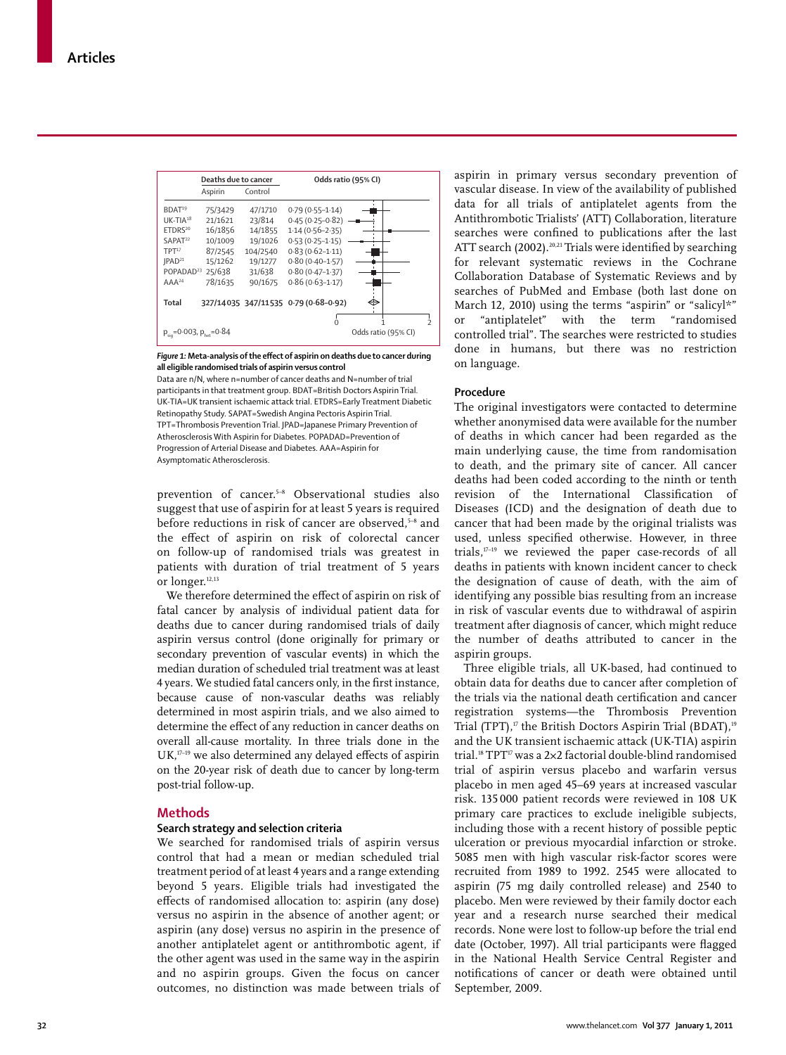| | Deaths due to cancer | | Odds ratio (95% CI) |
|---|---|---|---|
| | Aspirin | Control | |
| BDAT[19] | 75/3429 | 47/1710 | 0·79 (0·55–1·14) |
| UK-TIA[18] | 21/1621 | 23/814 | 0·45 (0·25–0·82) |
| ETDRS[20] | 16/1856 | 14/1855 | 1·14 (0·56–2·35) |
| SAPAT[22] | 10/1009 | 19/1026 | 0·53 (0·25–1·15) |
| TPT[17] | 87/2545 | 104/2540 | 0·83 (0·62–1·11) |
| JPAD[21] | 15/1262 | 19/1277 | 0·80 (0·40–1·57) |
| POPADAD[23] | 25/638 | 31/638 | 0·80 (0·47–1·37) |
| AAA[24] | 78/1635 | 90/1675 | 0·86 (0·63–1·17) |
| **Total** | **327/14035** | **347/11535** | **0·79 (0·68–0·92)** |

$p_{sig}$=0·003, $p_{het}$=0·84

*Figure 1:* **Meta-analysis of the effect of aspirin on deaths due to cancer during all eligible randomised trials of aspirin versus control**

Data are n/N, where n=number of cancer deaths and N=number of trial participants in that treatment group. BDAT=British Doctors Aspirin Trial. UK-TIA=UK transient ischaemic attack trial. ETDRS=Early Treatment Diabetic Retinopathy Study. SAPAT=Swedish Angina Pectoris Aspirin Trial. TPT=Thrombosis Prevention Trial. JPAD=Japanese Primary Prevention of Atherosclerosis With Aspirin for Diabetes. POPADAD=Prevention of Progression of Arterial Disease and Diabetes. AAA=Aspirin for Asymptomatic Atherosclerosis.

prevention of cancer.[5–8] Observational studies also suggest that use of aspirin for at least 5 years is required before reductions in risk of cancer are observed,[5–8] and the effect of aspirin on risk of colorectal cancer on follow-up of randomised trials was greatest in patients with duration of trial treatment of 5 years or longer.[12,13]

We therefore determined the effect of aspirin on risk of fatal cancer by analysis of individual patient data for deaths due to cancer during randomised trials of daily aspirin versus control (done originally for primary or secondary prevention of vascular events) in which the median duration of scheduled trial treatment was at least 4 years. We studied fatal cancers only, in the first instance, because cause of non-vascular deaths was reliably determined in most aspirin trials, and we also aimed to determine the effect of any reduction in cancer deaths on overall all-cause mortality. In three trials done in the UK,[17–19] we also determined any delayed effects of aspirin on the 20-year risk of death due to cancer by long-term post-trial follow-up.

## Methods

### Search strategy and selection criteria

We searched for randomised trials of aspirin versus control that had a mean or median scheduled trial treatment period of at least 4 years and a range extending beyond 5 years. Eligible trials had investigated the effects of randomised allocation to: aspirin (any dose) versus no aspirin in the absence of another agent; or aspirin (any dose) versus no aspirin in the presence of another antiplatelet agent or antithrombotic agent, if the other agent was used in the same way in the aspirin and no aspirin groups. Given the focus on cancer outcomes, no distinction was made between trials of aspirin in primary versus secondary prevention of vascular disease. In view of the availability of published data for all trials of antiplatelet agents from the Antithrombotic Trialists' (ATT) Collaboration, literature searches were confined to publications after the last ATT search (2002).[20,21] Trials were identified by searching for relevant systematic reviews in the Cochrane Collaboration Database of Systematic Reviews and by searches of PubMed and Embase (both last done on March 12, 2010) using the terms "aspirin" or "salicyl*" or "antiplatelet" with the term "randomised controlled trial". The searches were restricted to studies done in humans, but there was no restriction on language.

### Procedure

The original investigators were contacted to determine whether anonymised data were available for the number of deaths in which cancer had been regarded as the main underlying cause, the time from randomisation to death, and the primary site of cancer. All cancer deaths had been coded according to the ninth or tenth revision of the International Classification of Diseases (ICD) and the designation of death due to cancer that had been made by the original trialists was used, unless specified otherwise. However, in three trials,[17–19] we reviewed the paper case-records of all deaths in patients with known incident cancer to check the designation of cause of death, with the aim of identifying any possible bias resulting from an increase in risk of vascular events due to withdrawal of aspirin treatment after diagnosis of cancer, which might reduce the number of deaths attributed to cancer in the aspirin groups.

Three eligible trials, all UK-based, had continued to obtain data for deaths due to cancer after completion of the trials via the national death certification and cancer registration systems—the Thrombosis Prevention Trial (TPT),[17] the British Doctors Aspirin Trial (BDAT),[19] and the UK transient ischaemic attack (UK-TIA) aspirin trial.[18] TPT[17] was a 2×2 factorial double-blind randomised trial of aspirin versus placebo and warfarin versus placebo in men aged 45–69 years at increased vascular risk. 135 000 patient records were reviewed in 108 UK primary care practices to exclude ineligible subjects, including those with a recent history of possible peptic ulceration or previous myocardial infarction or stroke. 5085 men with high vascular risk-factor scores were recruited from 1989 to 1992. 2545 were allocated to aspirin (75 mg daily controlled release) and 2540 to placebo. Men were reviewed by their family doctor each year and a research nurse searched their medical records. None were lost to follow-up before the trial end date (October, 1997). All trial participants were flagged in the National Health Service Central Register and notifications of cancer or death were obtained until September, 2009.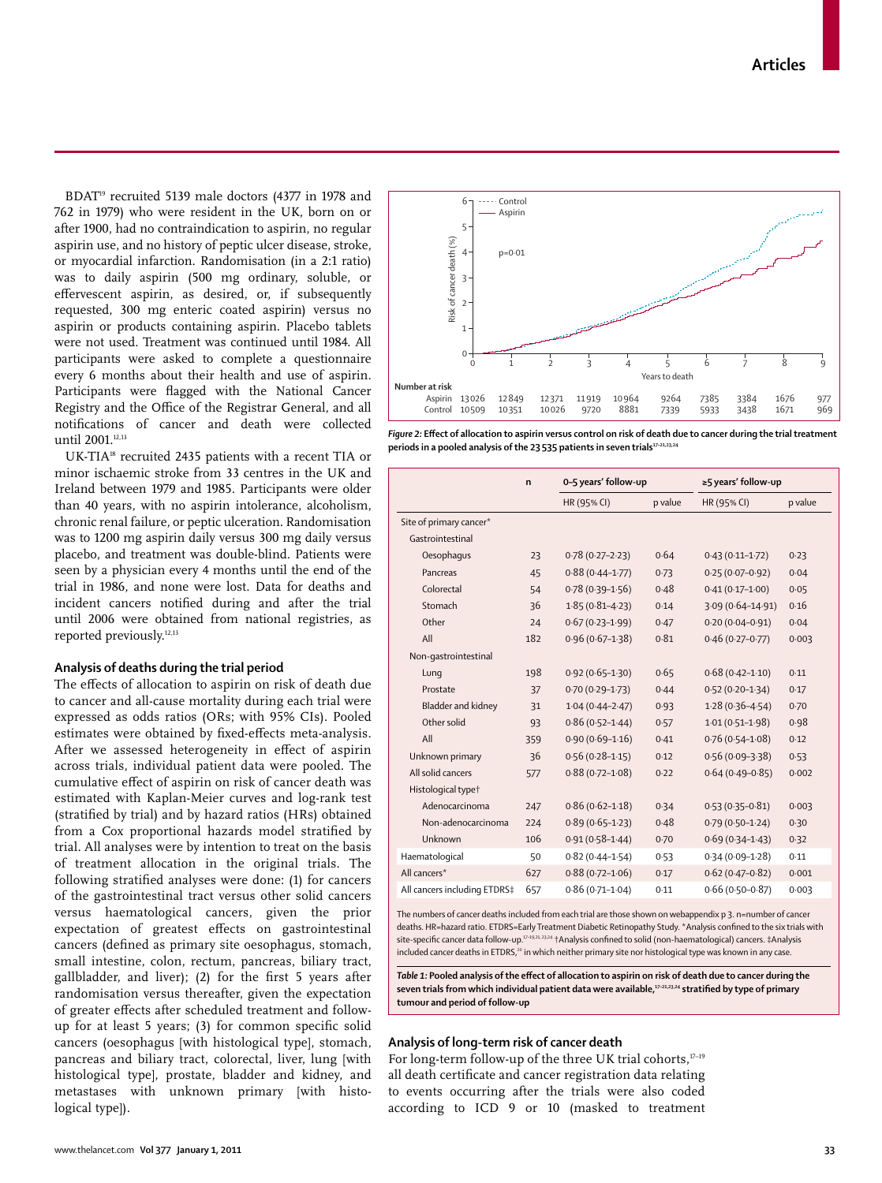BDAT[19] recruited 5139 male doctors (4377 in 1978 and 762 in 1979) who were resident in the UK, born on or after 1900, had no contraindication to aspirin, no regular aspirin use, and no history of peptic ulcer disease, stroke, or myocardial infarction. Randomisation (in a 2:1 ratio) was to daily aspirin (500 mg ordinary, soluble, or effervescent aspirin, as desired, or, if subsequently requested, 300 mg enteric coated aspirin) versus no aspirin or products containing aspirin. Placebo tablets were not used. Treatment was continued until 1984. All participants were asked to complete a questionnaire every 6 months about their health and use of aspirin. Participants were flagged with the National Cancer Registry and the Office of the Registrar General, and all notifications of cancer and death were collected until 2001.[12,13]

UK-TIA[18] recruited 2435 patients with a recent TIA or minor ischaemic stroke from 33 centres in the UK and Ireland between 1979 and 1985. Participants were older than 40 years, with no aspirin intolerance, alcoholism, chronic renal failure, or peptic ulceration. Randomisation was to 1200 mg aspirin daily versus 300 mg daily versus placebo, and treatment was double-blind. Patients were seen by a physician every 4 months until the end of the trial in 1986, and none were lost. Data for deaths and incident cancers notified during and after the trial until 2006 were obtained from national registries, as reported previously.[12,13]

### Analysis of deaths during the trial period

The effects of allocation to aspirin on risk of death due to cancer and all-cause mortality during each trial were expressed as odds ratios (ORs; with 95% CIs). Pooled estimates were obtained by fixed-effects meta-analysis. After we assessed heterogeneity in effect of aspirin across trials, individual patient data were pooled. The cumulative effect of aspirin on risk of cancer death was estimated with Kaplan-Meier curves and log-rank test (stratified by trial) and by hazard ratios (HRs) obtained from a Cox proportional hazards model stratified by trial. All analyses were by intention to treat on the basis of treatment allocation in the original trials. The following stratified analyses were done: (1) for cancers of the gastrointestinal tract versus other solid cancers versus haematological cancers, given the prior expectation of greatest effects on gastrointestinal cancers (defined as primary site oesophagus, stomach, small intestine, colon, rectum, pancreas, biliary tract, gallbladder, and liver); (2) for the first 5 years after randomisation versus thereafter, given the expectation of greater effects after scheduled treatment and follow-up for at least 5 years; (3) for common specific solid cancers (oesophagus [with histological type], stomach, pancreas and biliary tract, colorectal, liver, lung [with histological type], prostate, bladder and kidney, and metastases with unknown primary [with histological type]).

| Number at risk | 0 | 1 | 2 | 3 | 4 | 5 | 6 | 7 | 8 | 9 |
|---|---|---|---|---|---|---|---|---|---|---|
| Aspirin | 13026 | 12849 | 12371 | 11919 | 10964 | 9264 | 7385 | 3384 | 1676 | 977 |
| Control | 10509 | 10351 | 10026 | 9720 | 8881 | 7339 | 5933 | 3438 | 1671 | 969 |

*Figure 2:* **Effect of allocation to aspirin versus control on risk of death due to cancer during the trial treatment periods in a pooled analysis of the 23535 patients in seven trials[17–21,23,24]**

| | n | 0–5 years' follow-up | | ≥5 years' follow-up | |
|---|---|---|---|---|---|
| | | HR (95% CI) | p value | HR (95% CI) | p value |
| Site of primary cancer* | | | | | |
| Gastrointestinal | | | | | |
| Oesophagus | 23 | 0·78 (0·27–2·23) | 0·64 | 0·43 (0·11–1·72) | 0·23 |
| Pancreas | 45 | 0·88 (0·44–1·77) | 0·73 | 0·25 (0·07–0·92) | 0·04 |
| Colorectal | 54 | 0·78 (0·39–1·56) | 0·48 | 0·41 (0·17–1·00) | 0·05 |
| Stomach | 36 | 1·85 (0·81–4·23) | 0·14 | 3·09 (0·64–14·91) | 0·16 |
| Other | 24 | 0·67 (0·23–1·99) | 0·47 | 0·20 (0·04–0·91) | 0·04 |
| All | 182 | 0·96 (0·67–1·38) | 0·81 | 0·46 (0·27–0·77) | 0·003 |
| Non-gastrointestinal | | | | | |
| Lung | 198 | 0·92 (0·65–1·30) | 0·65 | 0·68 (0·42–1·10) | 0·11 |
| Prostate | 37 | 0·70 (0·29–1·73) | 0·44 | 0·52 (0·20–1·34) | 0·17 |
| Bladder and kidney | 31 | 1·04 (0·44–2·47) | 0·93 | 1·28 (0·36–4·54) | 0·70 |
| Other solid | 93 | 0·86 (0·52–1·44) | 0·57 | 1·01 (0·51–1·98) | 0·98 |
| All | 359 | 0·90 (0·69–1·16) | 0·41 | 0·76 (0·54–1·08) | 0·12 |
| Unknown primary | 36 | 0·56 (0·28–1·15) | 0·12 | 0·56 (0·09–3·38) | 0·53 |
| All solid cancers | 577 | 0·88 (0·72–1·08) | 0·22 | 0·64 (0·49–0·85) | 0·002 |
| Histological type† | | | | | |
| Adenocarcinoma | 247 | 0·86 (0·62–1·18) | 0·34 | 0·53 (0·35–0·81) | 0·003 |
| Non-adenocarcinoma | 224 | 0·89 (0·65–1·23) | 0·48 | 0·79 (0·50–1·24) | 0·30 |
| Unknown | 106 | 0·91 (0·58–1·44) | 0·70 | 0·69 (0·34–1·43) | 0·32 |
| Haematological | 50 | 0·82 (0·44–1·54) | 0·53 | 0·34 (0·09–1·28) | 0·11 |
| All cancers* | 627 | 0·88 (0·72–1·06) | 0·17 | 0·62 (0·47–0·82) | 0·001 |
| All cancers including ETDRS‡ | 657 | 0·86 (0·71–1·04) | 0·11 | 0·66 (0·50–0·87) | 0·003 |

The numbers of cancer deaths included from each trial are those shown on webappendix p 3. n=number of cancer deaths. HR=hazard ratio. ETDRS=Early Treatment Diabetic Retinopathy Study. *Analysis confined to the six trials with site-specific cancer data follow-up.[17–19,21,23,24] †Analysis confined to solid (non-haematological) cancers. ‡Analysis included cancer deaths in ETDRS,[20] in which neither primary site nor histological type was known in any case.

*Table 1:* **Pooled analysis of the effect of allocation to aspirin on risk of death due to cancer during the trial in the seven trials from which individual patient data were available,[17–21,23,24] stratified by type of primary tumour and period of follow-up**

### Analysis of long-term risk of cancer death

For long-term follow-up of the three UK trial cohorts,[17–19] all death certificate and cancer registration data relating to events occurring after the trials were also coded according to ICD 9 or 10 (masked to treatment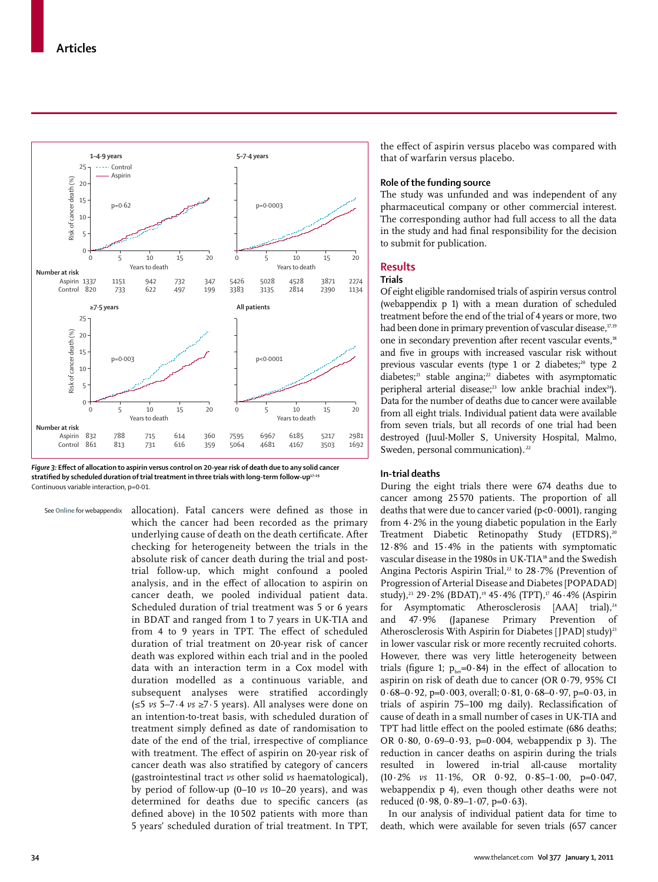Figure 3: **Effect of allocation to aspirin versus control on 20-year risk of death due to any solid cancer stratified by scheduled duration of trial treatment in three trials with long-term follow-up**[17–19]

Continuous variable interaction, p=0·01.

| Number at risk | 0 | 5 | 10 | 15 | 20 |
|---|---|---|---|---|---|
| **1–4·9 years** (p=0·62) | | | | | |
| Aspirin | 1337 | 1151 | 942 | 732 | 347 |
| Control | 820 | 733 | 622 | 497 | 199 |
| **5–7·4 years** (p=0·0003) | | | | | |
| Aspirin | 5426 | 5028 | 4528 | 3871 | 2274 |
| Control | 3383 | 3135 | 2814 | 2390 | 1134 |
| **≥7·5 years** (p=0·003) | | | | | |
| Aspirin | 832 | 788 | 715 | 614 | 360 |
| Control | 861 | 813 | 731 | 616 | 359 |
| **All patients** (p<0·0001) | | | | | |
| Aspirin | 7595 | 6967 | 6185 | 5217 | 2981 |
| Control | 5064 | 4681 | 4167 | 3503 | 1692 |

See Online for webappendix

allocation). Fatal cancers were defined as those in which the cancer had been recorded as the primary underlying cause of death on the death certificate. After checking for heterogeneity between the trials in the absolute risk of cancer death during the trial and post-trial follow-up, which might confound a pooled analysis, and in the effect of allocation to aspirin on cancer death, we pooled individual patient data. Scheduled duration of trial treatment was 5 or 6 years in BDAT and ranged from 1 to 7 years in UK-TIA and from 4 to 9 years in TPT. The effect of scheduled duration of trial treatment on 20-year risk of cancer death was explored within each trial and in the pooled data with an interaction term in a Cox model with duration modelled as a continuous variable, and subsequent analyses were stratified accordingly (≤5 *vs* 5–7·4 *vs* ≥7·5 years). All analyses were done on an intention-to-treat basis, with scheduled duration of treatment simply defined as date of randomisation to date of the end of the trial, irrespective of compliance with treatment. The effect of aspirin on 20-year risk of cancer death was also stratified by category of cancers (gastrointestinal tract *vs* other solid *vs* haematological), by period of follow-up (0–10 *vs* 10–20 years), and was determined for deaths due to specific cancers (as defined above) in the 10 502 patients with more than 5 years' scheduled duration of trial treatment. In TPT, the effect of aspirin versus placebo was compared with that of warfarin versus placebo.

### Role of the funding source

The study was unfunded and was independent of any pharmaceutical company or other commercial interest. The corresponding author had full access to all the data in the study and had final responsibility for the decision to submit for publication.

## Results

### Trials

Of eight eligible randomised trials of aspirin versus control (webappendix p 1) with a mean duration of scheduled treatment before the end of the trial of 4 years or more, two had been done in primary prevention of vascular disease,[17,19] one in secondary prevention after recent vascular events,[18] and five in groups with increased vascular risk without previous vascular events (type 1 or 2 diabetes;[20] type 2 diabetes;[21] stable angina;[22] diabetes with asymptomatic peripheral arterial disease;[23] low ankle brachial index[24]). Data for the number of deaths due to cancer were available from all eight trials. Individual patient data were available from seven trials, but all records of one trial had been destroyed (Juul-Moller S, University Hospital, Malmo, Sweden, personal communication).[22]

### In-trial deaths

During the eight trials there were 674 deaths due to cancer among 25 570 patients. The proportion of all deaths that were due to cancer varied (p<0·0001), ranging from 4·2% in the young diabetic population in the Early Treatment Diabetic Retinopathy Study (ETDRS),[20] 12·8% and 15·4% in the patients with symptomatic vascular disease in the 1980s in UK-TIA[18] and the Swedish Angina Pectoris Aspirin Trial,[22] to 28·7% (Prevention of Progression of Arterial Disease and Diabetes [POPADAD] study),[23] 29·2% (BDAT),[19] 45·4% (TPT),[17] 46·4% (Aspirin for Asymptomatic Atherosclerosis [AAA] trial),[24] and 47·9% (Japanese Primary Prevention of Atherosclerosis With Aspirin for Diabetes [JPAD] study)[21] in lower vascular risk or more recently recruited cohorts. However, there was very little heterogeneity between trials (figure 1; $p_{het}$=0·84) in the effect of allocation to aspirin on risk of death due to cancer (OR 0·79, 95% CI 0·68–0·92, p=0·003, overall; 0·81, 0·68–0·97, p=0·03, in trials of aspirin 75–100 mg daily). Reclassification of cause of death in a small number of cases in UK-TIA and TPT had little effect on the pooled estimate (686 deaths; OR 0·80, 0·69–0·93, p=0·004, webappendix p 3). The reduction in cancer deaths on aspirin during the trials resulted in lowered in-trial all-cause mortality (10·2% *vs* 11·1%, OR 0·92, 0·85–1·00, p=0·047, webappendix p 4), even though other deaths were not reduced (0·98, 0·89–1·07, p=0·63).

In our analysis of individual patient data for time to death, which were available for seven trials (657 cancer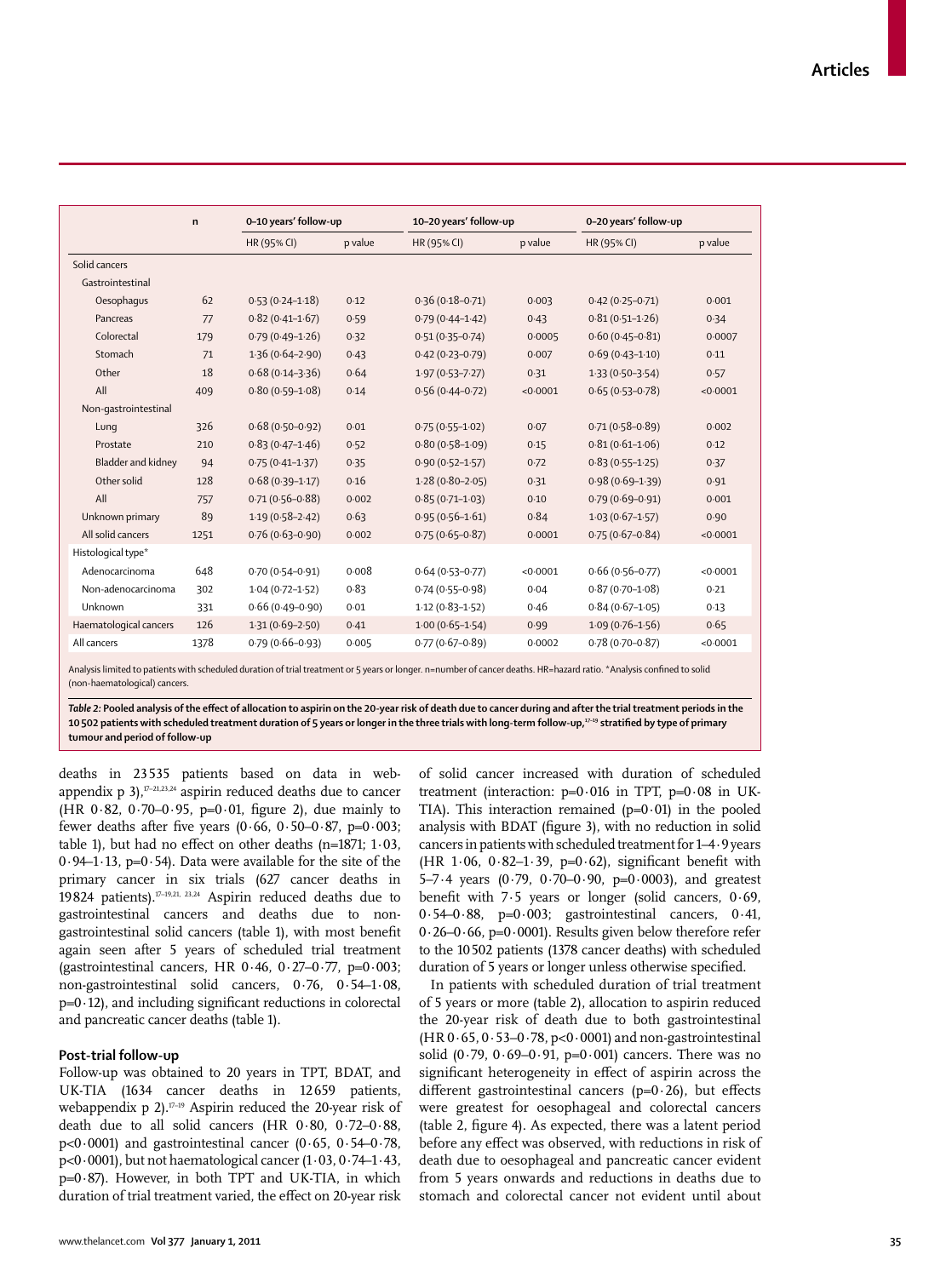| | n | 0–10 years' follow-up | | 10–20 years' follow-up | | 0–20 years' follow-up | |
|---|---|---|---|---|---|---|---|
| | | HR (95% CI) | p value | HR (95% CI) | p value | HR (95% CI) | p value |
| Solid cancers | | | | | | | |
| Gastrointestinal | | | | | | | |
| Oesophagus | 62 | 0·53 (0·24–1·18) | 0·12 | 0·36 (0·18–0·71) | 0·003 | 0·42 (0·25–0·71) | 0·001 |
| Pancreas | 77 | 0·82 (0·41–1·67) | 0·59 | 0·79 (0·44–1·42) | 0·43 | 0·81 (0·51–1·26) | 0·34 |
| Colorectal | 179 | 0·79 (0·49–1·26) | 0·32 | 0·51 (0·35–0·74) | 0·0005 | 0·60 (0·45–0·81) | 0·0007 |
| Stomach | 71 | 1·36 (0·64–2·90) | 0·43 | 0·42 (0·23–0·79) | 0·007 | 0·69 (0·43–1·10) | 0·11 |
| Other | 18 | 0·68 (0·14–3·36) | 0·64 | 1·97 (0·53–7·27) | 0·31 | 1·33 (0·50–3·54) | 0·57 |
| All | 409 | 0·80 (0·59–1·08) | 0·14 | 0·56 (0·44–0·72) | <0·0001 | 0·65 (0·53–0·78) | <0·0001 |
| Non-gastrointestinal | | | | | | | |
| Lung | 326 | 0·68 (0·50–0·92) | 0·01 | 0·75 (0·55–1·02) | 0·07 | 0·71 (0·58–0·89) | 0·002 |
| Prostate | 210 | 0·83 (0·47–1·46) | 0·52 | 0·80 (0·58–1·09) | 0·15 | 0·81 (0·61–1·06) | 0·12 |
| Bladder and kidney | 94 | 0·75 (0·41–1·37) | 0·35 | 0·90 (0·52–1·57) | 0·72 | 0·83 (0·55–1·25) | 0·37 |
| Other solid | 128 | 0·68 (0·39–1·17) | 0·16 | 1·28 (0·80–2·05) | 0·31 | 0·98 (0·69–1·39) | 0·91 |
| All | 757 | 0·71 (0·56–0·88) | 0·002 | 0·85 (0·71–1·03) | 0·10 | 0·79 (0·69–0·91) | 0·001 |
| Unknown primary | 89 | 1·19 (0·58–2·42) | 0·63 | 0·95 (0·56–1·61) | 0·84 | 1·03 (0·67–1·57) | 0·90 |
| All solid cancers | 1251 | 0·76 (0·63–0·90) | 0·002 | 0·75 (0·65–0·87) | 0·0001 | 0·75 (0·67–0·84) | <0·0001 |
| Histological type* | | | | | | | |
| Adenocarcinoma | 648 | 0·70 (0·54–0·91) | 0·008 | 0·64 (0·53–0·77) | <0·0001 | 0·66 (0·56–0·77) | <0·0001 |
| Non-adenocarcinoma | 302 | 1·04 (0·72–1·52) | 0·83 | 0·74 (0·55–0·98) | 0·04 | 0·87 (0·70–1·08) | 0·21 |
| Unknown | 331 | 0·66 (0·49–0·90) | 0·01 | 1·12 (0·83–1·52) | 0·46 | 0·84 (0·67–1·05) | 0·13 |
| Haematological cancers | 126 | 1·31 (0·69–2·50) | 0·41 | 1·00 (0·65–1·54) | 0·99 | 1·09 (0·76–1·56) | 0·65 |
| All cancers | 1378 | 0·79 (0·66–0·93) | 0·005 | 0·77 (0·67–0·89) | 0·0002 | 0·78 (0·70–0·87) | <0·0001 |

Analysis limited to patients with scheduled duration of trial treatment or 5 years or longer. n=number of cancer deaths. HR=hazard ratio. *Analysis confined to solid (non-haematological) cancers.

***Table 2:* Pooled analysis of the effect of allocation to aspirin on the 20-year risk of death due to cancer during and after the trial treatment periods in the 10 502 patients with scheduled treatment duration of 5 years or longer in the three trials with long-term follow-up,[17–19] stratified by type of primary tumour and period of follow-up**

deaths in 23 535 patients based on data in webappendix p 3),[17–21,23,24] aspirin reduced deaths due to cancer (HR 0·82, 0·70–0·95, p=0·01, figure 2), due mainly to fewer deaths after five years (0·66, 0·50–0·87, p=0·003; table 1), but had no effect on other deaths (n=1871; 1·03, 0·94–1·13, p=0·54). Data were available for the site of the primary cancer in six trials (627 cancer deaths in 19 824 patients).[17–19,21, 23,24] Aspirin reduced deaths due to gastrointestinal cancers and deaths due to nongastrointestinal solid cancers (table 1), with most benefit again seen after 5 years of scheduled trial treatment (gastrointestinal cancers, HR 0·46, 0·27–0·77, p=0·003; non-gastrointestinal solid cancers, 0·76, 0·54–1·08, p=0·12), and including significant reductions in colorectal and pancreatic cancer deaths (table 1).

## Post-trial follow-up

Follow-up was obtained to 20 years in TPT, BDAT, and UK-TIA (1634 cancer deaths in 12 659 patients, webappendix p 2).[17–19] Aspirin reduced the 20-year risk of death due to all solid cancers (HR 0·80, 0·72–0·88, p<0·0001) and gastrointestinal cancer (0·65, 0·54–0·78, p<0·0001), but not haematological cancer (1·03, 0·74–1·43, p=0·87). However, in both TPT and UK-TIA, in which duration of trial treatment varied, the effect on 20-year risk of solid cancer increased with duration of scheduled treatment (interaction: p=0·016 in TPT, p=0·08 in UK-TIA). This interaction remained (p=0·01) in the pooled analysis with BDAT (figure 3), with no reduction in solid cancers in patients with scheduled treatment for 1–4·9 years (HR 1·06, 0·82–1·39, p=0·62), significant benefit with 5–7·4 years (0·79, 0·70–0·90, p=0·0003), and greatest benefit with 7·5 years or longer (solid cancers, 0·69, 0·54–0·88, p=0·003; gastrointestinal cancers, 0·41, 0·26–0·66, p=0·0001). Results given below therefore refer to the 10 502 patients (1378 cancer deaths) with scheduled duration of 5 years or longer unless otherwise specified.

In patients with scheduled duration of trial treatment of 5 years or more (table 2), allocation to aspirin reduced the 20-year risk of death due to both gastrointestinal (HR 0·65, 0·53–0·78, p<0·0001) and non-gastrointestinal solid (0·79, 0·69–0·91, p=0·001) cancers. There was no significant heterogeneity in effect of aspirin across the different gastrointestinal cancers (p=0·26), but effects were greatest for oesophageal and colorectal cancers (table 2, figure 4). As expected, there was a latent period before any effect was observed, with reductions in risk of death due to oesophageal and pancreatic cancer evident from 5 years onwards and reductions in deaths due to stomach and colorectal cancer not evident until about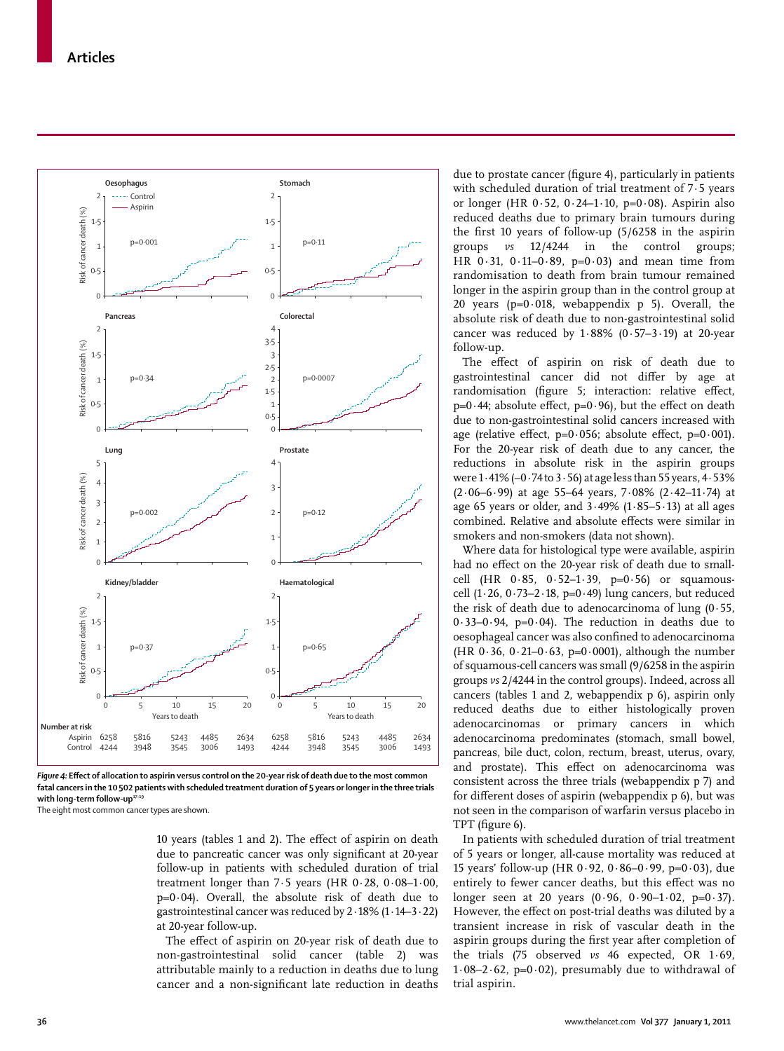Figure 4: Effect of allocation to aspirin versus control on the 20-year risk of death due to the most common fatal cancers in the 10 502 patients with scheduled treatment duration of 5 years or longer in the three trials with long-term follow-up[17–19]

The eight most common cancer types are shown.

10 years (tables 1 and 2). The effect of aspirin on death due to pancreatic cancer was only significant at 20-year follow-up in patients with scheduled duration of trial treatment longer than 7·5 years (HR 0·28, 0·08–1·00, p=0·04). Overall, the absolute risk of death due to gastrointestinal cancer was reduced by 2·18% (1·14–3·22) at 20-year follow-up.

The effect of aspirin on 20-year risk of death due to non-gastrointestinal solid cancer (table 2) was attributable mainly to a reduction in deaths due to lung cancer and a non-significant late reduction in deaths due to prostate cancer (figure 4), particularly in patients with scheduled duration of trial treatment of 7·5 years or longer (HR 0·52, 0·24–1·10, p=0·08). Aspirin also reduced deaths due to primary brain tumours during the first 10 years of follow-up (5/6258 in the aspirin groups *vs* 12/4244 in the control groups; HR 0·31, 0·11–0·89, p=0·03) and mean time from randomisation to death from brain tumour remained longer in the aspirin group than in the control group at 20 years (p=0·018, webappendix p 5). Overall, the absolute risk of death due to non-gastrointestinal solid cancer was reduced by 1·88% (0·57–3·19) at 20-year follow-up.

The effect of aspirin on risk of death due to gastrointestinal cancer did not differ by age at randomisation (figure 5; interaction: relative effect, p=0·44; absolute effect, p=0·96), but the effect on death due to non-gastrointestinal solid cancers increased with age (relative effect, p=0·056; absolute effect, p=0·001). For the 20-year risk of death due to any cancer, the reductions in absolute risk in the aspirin groups were 1·41% (–0·74 to 3·56) at age less than 55 years, 4·53% (2·06–6·99) at age 55–64 years, 7·08% (2·42–11·74) at age 65 years or older, and 3·49% (1·85–5·13) at all ages combined. Relative and absolute effects were similar in smokers and non-smokers (data not shown).

Where data for histological type were available, aspirin had no effect on the 20-year risk of death due to small-cell (HR 0·85, 0·52–1·39, p=0·56) or squamous-cell (1·26, 0·73–2·18, p=0·49) lung cancers, but reduced the risk of death due to adenocarcinoma of lung (0·55, 0·33–0·94, p=0·04). The reduction in deaths due to oesophageal cancer was also confined to adenocarcinoma (HR 0·36, 0·21–0·63, p=0·0001), although the number of squamous-cell cancers was small (9/6258 in the aspirin groups *vs* 2/4244 in the control groups). Indeed, across all cancers (tables 1 and 2, webappendix p 6), aspirin only reduced deaths due to either histologically proven adenocarcinomas or primary cancers in which adenocarcinoma predominates (stomach, small bowel, pancreas, bile duct, colon, rectum, breast, uterus, ovary, and prostate). This effect on adenocarcinoma was consistent across the three trials (webappendix p 7) and for different doses of aspirin (webappendix p 6), but was not seen in the comparison of warfarin versus placebo in TPT (figure 6).

In patients with scheduled duration of trial treatment of 5 years or longer, all-cause mortality was reduced at 15 years' follow-up (HR 0·92, 0·86–0·99, p=0·03), due entirely to fewer cancer deaths, but this effect was no longer seen at 20 years (0·96, 0·90–1·02, p=0·37). However, the effect on post-trial deaths was diluted by a transient increase in risk of vascular death in the aspirin groups during the first year after completion of the trials (75 observed *vs* 46 expected, OR 1·69, 1·08–2·62, p=0·02), presumably due to withdrawal of trial aspirin.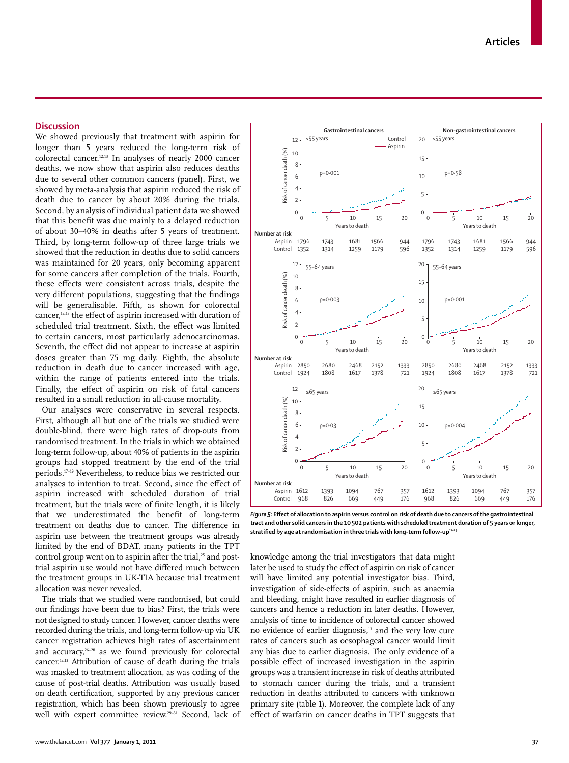## Discussion

We showed previously that treatment with aspirin for longer than 5 years reduced the long-term risk of colorectal cancer.[12,13] In analyses of nearly 2000 cancer deaths, we now show that aspirin also reduces deaths due to several other common cancers (panel). First, we showed by meta-analysis that aspirin reduced the risk of death due to cancer by about 20% during the trials. Second, by analysis of individual patient data we showed that this benefit was due mainly to a delayed reduction of about 30–40% in deaths after 5 years of treatment. Third, by long-term follow-up of three large trials we showed that the reduction in deaths due to solid cancers was maintained for 20 years, only becoming apparent for some cancers after completion of the trials. Fourth, these effects were consistent across trials, despite the very different populations, suggesting that the findings will be generalisable. Fifth, as shown for colorectal cancer,[12,13] the effect of aspirin increased with duration of scheduled trial treatment. Sixth, the effect was limited to certain cancers, most particularly adenocarcinomas. Seventh, the effect did not appear to increase at aspirin doses greater than 75 mg daily. Eighth, the absolute reduction in death due to cancer increased with age, within the range of patients entered into the trials. Finally, the effect of aspirin on risk of fatal cancers resulted in a small reduction in all-cause mortality.

Our analyses were conservative in several respects. First, although all but one of the trials we studied were double-blind, there were high rates of drop-outs from randomised treatment. In the trials in which we obtained long-term follow-up, about 40% of patients in the aspirin groups had stopped treatment by the end of the trial periods.[17–19] Nevertheless, to reduce bias we restricted our analyses to intention to treat. Second, since the effect of aspirin increased with scheduled duration of trial treatment, but the trials were of finite length, it is likely that we underestimated the benefit of long-term treatment on deaths due to cancer. The difference in aspirin use between the treatment groups was already limited by the end of BDAT, many patients in the TPT control group went on to aspirin after the trial,[25] and post-trial aspirin use would not have differed much between the treatment groups in UK-TIA because trial treatment allocation was never revealed.

The trials that we studied were randomised, but could our findings have been due to bias? First, the trials were not designed to study cancer. However, cancer deaths were recorded during the trials, and long-term follow-up via UK cancer registration achieves high rates of ascertainment and accuracy,[26–28] as we found previously for colorectal cancer.[12,13] Attribution of cause of death during the trials was masked to treatment allocation, as was coding of the cause of post-trial deaths. Attribution was usually based on death certification, supported by any previous cancer registration, which has been shown previously to agree well with expert committee review.[29–31] Second, lack of knowledge among the trial investigators that data might later be used to study the effect of aspirin on risk of cancer will have limited any potential investigator bias. Third, investigation of side-effects of aspirin, such as anaemia and bleeding, might have resulted in earlier diagnosis of cancers and hence a reduction in later deaths. However, analysis of time to incidence of colorectal cancer showed no evidence of earlier diagnosis,[13] and the very low cure rates of cancers such as oesophageal cancer would limit any bias due to earlier diagnosis. The only evidence of a possible effect of increased investigation in the aspirin groups was a transient increase in risk of deaths attributed to stomach cancer during the trials, and a transient reduction in deaths attributed to cancers with unknown primary site (table 1). Moreover, the complete lack of any effect of warfarin on cancer deaths in TPT suggests that

**Figure 5: Effect of allocation to aspirin versus control on risk of death due to cancers of the gastrointestinal tract and other solid cancers in the 10 502 patients with scheduled treatment duration of 5 years or longer, stratified by age at randomisation in three trials with long-term follow-up[17–19]**

Gastrointestinal cancers: <55 years p=0·001; 55–64 years p=0·003; ≥65 years p=0·03. Non-gastrointestinal cancers: <55 years p=0·58; 55–64 years p=0·001; ≥65 years p=0·004.

Number at risk (years to death 0, 5, 10, 15, 20):

| Age group | Group | 0 | 5 | 10 | 15 | 20 |
|---|---|---|---|---|---|---|
| <55 years | Aspirin | 1796 | 1743 | 1681 | 1566 | 944 |
| | Control | 1352 | 1314 | 1259 | 1179 | 596 |
| 55–64 years | Aspirin | 2850 | 2680 | 2468 | 2152 | 1333 |
| | Control | 1924 | 1808 | 1617 | 1378 | 721 |
| ≥65 years | Aspirin | 1612 | 1393 | 1094 | 767 | 357 |
| | Control | 968 | 826 | 669 | 449 | 176 |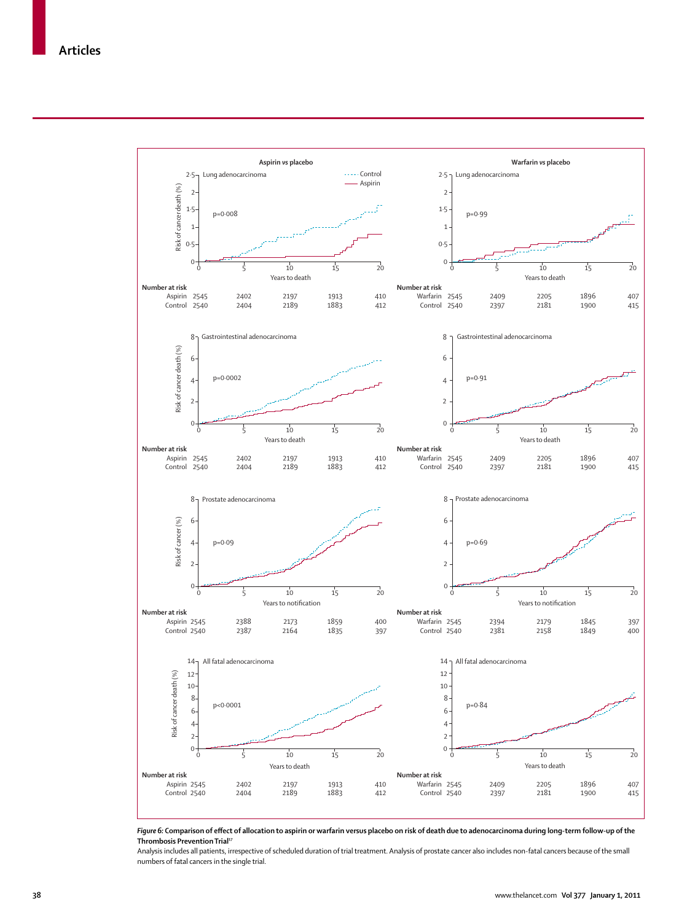**Aspirin vs placebo** | **Warfarin vs placebo**

Lung adenocarcinoma — Aspirin vs placebo: p=0·008; Warfarin vs placebo: p=0·99

| Number at risk | 0 | 5 | 10 | 15 | 20 |
|---|---|---|---|---|---|
| Aspirin | 2545 | 2402 | 2197 | 1913 | 410 |
| Control | 2540 | 2404 | 2189 | 1883 | 412 |

| Number at risk | 0 | 5 | 10 | 15 | 20 |
|---|---|---|---|---|---|
| Warfarin | 2545 | 2409 | 2205 | 1896 | 407 |
| Control | 2540 | 2397 | 2181 | 1900 | 415 |

Gastrointestinal adenocarcinoma — Aspirin vs placebo: p=0·0002; Warfarin vs placebo: p=0·91

| Number at risk | 0 | 5 | 10 | 15 | 20 |
|---|---|---|---|---|---|
| Aspirin | 2545 | 2402 | 2197 | 1913 | 410 |
| Control | 2540 | 2404 | 2189 | 1883 | 412 |

| Number at risk | 0 | 5 | 10 | 15 | 20 |
|---|---|---|---|---|---|
| Warfarin | 2545 | 2409 | 2205 | 1896 | 407 |
| Control | 2540 | 2397 | 2181 | 1900 | 415 |

Prostate adenocarcinoma — Aspirin vs placebo: p=0·09; Warfarin vs placebo: p=0·69

| Number at risk | 0 | 5 | 10 | 15 | 20 |
|---|---|---|---|---|---|
| Aspirin | 2545 | 2388 | 2173 | 1859 | 400 |
| Control | 2540 | 2387 | 2164 | 1835 | 397 |

| Number at risk | 0 | 5 | 10 | 15 | 20 |
|---|---|---|---|---|---|
| Warfarin | 2545 | 2394 | 2179 | 1845 | 397 |
| Control | 2540 | 2381 | 2158 | 1849 | 400 |

All fatal adenocarcinoma — Aspirin vs placebo: p<0·0001; Warfarin vs placebo: p=0·84

| Number at risk | 0 | 5 | 10 | 15 | 20 |
|---|---|---|---|---|---|
| Aspirin | 2545 | 2402 | 2197 | 1913 | 410 |
| Control | 2540 | 2404 | 2189 | 1883 | 412 |

| Number at risk | 0 | 5 | 10 | 15 | 20 |
|---|---|---|---|---|---|
| Warfarin | 2545 | 2409 | 2205 | 1896 | 407 |
| Control | 2540 | 2397 | 2181 | 1900 | 415 |

***Figure 6:* Comparison of effect of allocation to aspirin or warfarin versus placebo on risk of death due to adenocarcinoma during long-term follow-up of the Thrombosis Prevention Trial[17]**

Analysis includes all patients, irrespective of scheduled duration of trial treatment. Analysis of prostate cancer also includes non-fatal cancers because of the small numbers of fatal cancers in the single trial.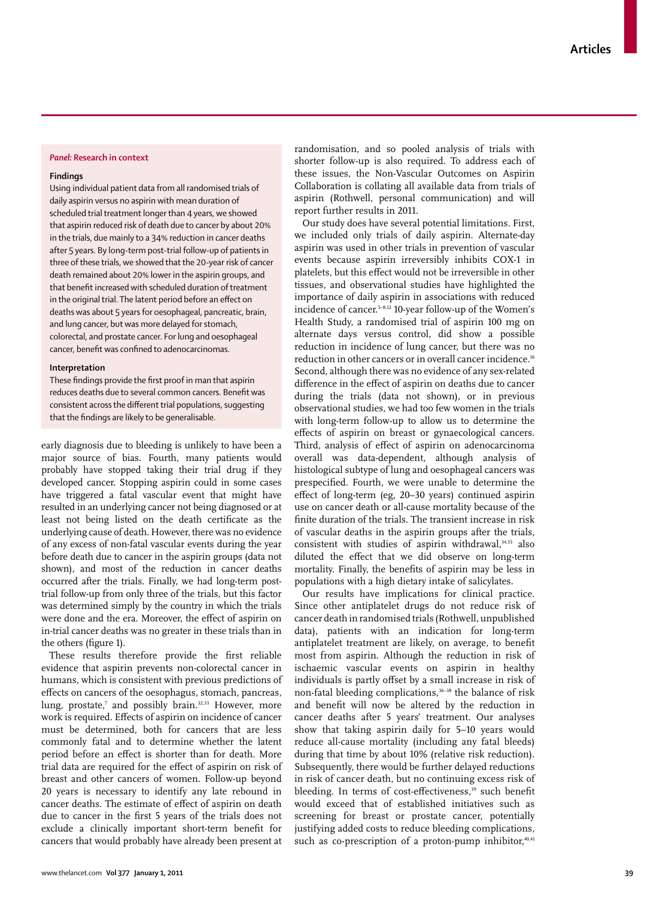### *Panel:* Research in context

#### Findings

Using individual patient data from all randomised trials of daily aspirin versus no aspirin with mean duration of scheduled trial treatment longer than 4 years, we showed that aspirin reduced risk of death due to cancer by about 20% in the trials, due mainly to a 34% reduction in cancer deaths after 5 years. By long-term post-trial follow-up of patients in three of these trials, we showed that the 20-year risk of cancer death remained about 20% lower in the aspirin groups, and that benefit increased with scheduled duration of treatment in the original trial. The latent period before an effect on deaths was about 5 years for oesophageal, pancreatic, brain, and lung cancer, but was more delayed for stomach, colorectal, and prostate cancer. For lung and oesophageal cancer, benefit was confined to adenocarcinomas.

#### Interpretation

These findings provide the first proof in man that aspirin reduces deaths due to several common cancers. Benefit was consistent across the different trial populations, suggesting that the findings are likely to be generalisable.

early diagnosis due to bleeding is unlikely to have been a major source of bias. Fourth, many patients would probably have stopped taking their trial drug if they developed cancer. Stopping aspirin could in some cases have triggered a fatal vascular event that might have resulted in an underlying cancer not being diagnosed or at least not being listed on the death certificate as the underlying cause of death. However, there was no evidence of any excess of non-fatal vascular events during the year before death due to cancer in the aspirin groups (data not shown), and most of the reduction in cancer deaths occurred after the trials. Finally, we had long-term post-trial follow-up from only three of the trials, but this factor was determined simply by the country in which the trials were done and the era. Moreover, the effect of aspirin on in-trial cancer deaths was no greater in these trials than in the others (figure 1).

These results therefore provide the first reliable evidence that aspirin prevents non-colorectal cancer in humans, which is consistent with previous predictions of effects on cancers of the oesophagus, stomach, pancreas, lung, prostate,[7] and possibly brain.[32,33] However, more work is required. Effects of aspirin on incidence of cancer must be determined, both for cancers that are less commonly fatal and to determine whether the latent period before an effect is shorter than for death. More trial data are required for the effect of aspirin on risk of breast and other cancers of women. Follow-up beyond 20 years is necessary to identify any late rebound in cancer deaths. The estimate of effect of aspirin on death due to cancer in the first 5 years of the trials does not exclude a clinically important short-term benefit for cancers that would probably have already been present at randomisation, and so pooled analysis of trials with shorter follow-up is also required. To address each of these issues, the Non-Vascular Outcomes on Aspirin Collaboration is collating all available data from trials of aspirin (Rothwell, personal communication) and will report further results in 2011.

Our study does have several potential limitations. First, we included only trials of daily aspirin. Alternate-day aspirin was used in other trials in prevention of vascular events because aspirin irreversibly inhibits COX-1 in platelets, but this effect would not be irreversible in other tissues, and observational studies have highlighted the importance of daily aspirin in associations with reduced incidence of cancer.[5–8,12] 10-year follow-up of the Women's Health Study, a randomised trial of aspirin 100 mg on alternate days versus control, did show a possible reduction in incidence of lung cancer, but there was no reduction in other cancers or in overall cancer incidence.[16] Second, although there was no evidence of any sex-related difference in the effect of aspirin on deaths due to cancer during the trials (data not shown), or in previous observational studies, we had too few women in the trials with long-term follow-up to allow us to determine the effects of aspirin on breast or gynaecological cancers. Third, analysis of effect of aspirin on adenocarcinoma overall was data-dependent, although analysis of histological subtype of lung and oesophageal cancers was prespecified. Fourth, we were unable to determine the effect of long-term (eg, 20–30 years) continued aspirin use on cancer death or all-cause mortality because of the finite duration of the trials. The transient increase in risk of vascular deaths in the aspirin groups after the trials, consistent with studies of aspirin withdrawal,[34,35] also diluted the effect that we did observe on long-term mortality. Finally, the benefits of aspirin may be less in populations with a high dietary intake of salicylates.

Our results have implications for clinical practice. Since other antiplatelet drugs do not reduce risk of cancer death in randomised trials (Rothwell, unpublished data), patients with an indication for long-term antiplatelet treatment are likely, on average, to benefit most from aspirin. Although the reduction in risk of ischaemic vascular events on aspirin in healthy individuals is partly offset by a small increase in risk of non-fatal bleeding complications,[36–38] the balance of risk and benefit will now be altered by the reduction in cancer deaths after 5 years' treatment. Our analyses show that taking aspirin daily for 5–10 years would reduce all-cause mortality (including any fatal bleeds) during that time by about 10% (relative risk reduction). Subsequently, there would be further delayed reductions in risk of cancer death, but no continuing excess risk of bleeding. In terms of cost-effectiveness,[39] such benefit would exceed that of established initiatives such as screening for breast or prostate cancer, potentially justifying added costs to reduce bleeding complications, such as co-prescription of a proton-pump inhibitor,[40,41]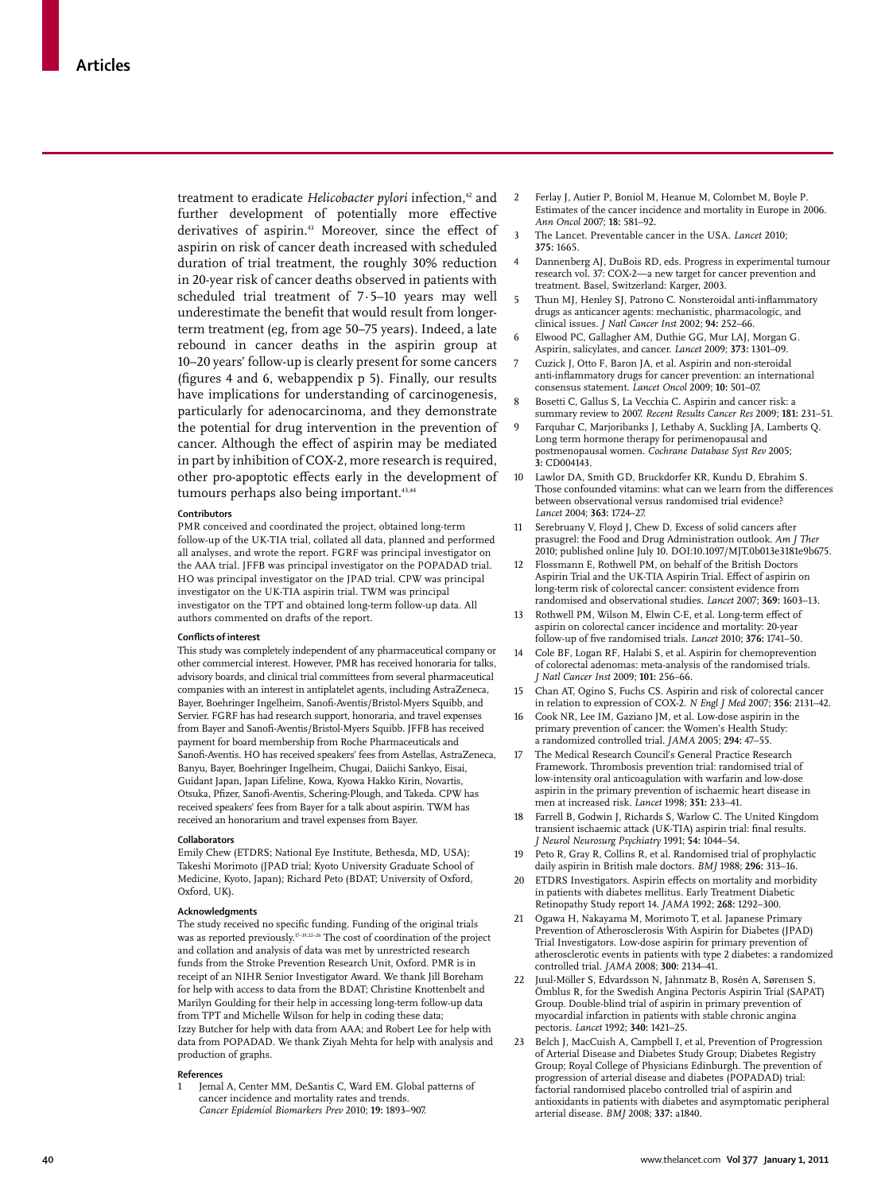treatment to eradicate *Helicobacter pylori* infection,[42] and further development of potentially more effective derivatives of aspirin.[43] Moreover, since the effect of aspirin on risk of cancer death increased with scheduled duration of trial treatment, the roughly 30% reduction in 20-year risk of cancer deaths observed in patients with scheduled trial treatment of 7·5–10 years may well underestimate the benefit that would result from longer-term treatment (eg, from age 50–75 years). Indeed, a late rebound in cancer deaths in the aspirin group at 10–20 years' follow-up is clearly present for some cancers (figures 4 and 6, webappendix p 5). Finally, our results have implications for understanding of carcinogenesis, particularly for adenocarcinoma, and they demonstrate the potential for drug intervention in the prevention of cancer. Although the effect of aspirin may be mediated in part by inhibition of COX-2, more research is required, other pro-apoptotic effects early in the development of tumours perhaps also being important.[43,44]

#### Contributors

PMR conceived and coordinated the project, obtained long-term follow-up of the UK-TIA trial, collated all data, planned and performed all analyses, and wrote the report. FGRF was principal investigator on the AAA trial. JFFB was principal investigator on the POPADAD trial. HO was principal investigator on the JPAD trial. CPW was principal investigator on the UK-TIA aspirin trial. TWM was principal investigator on the TPT and obtained long-term follow-up data. All authors commented on drafts of the report.

#### Conflicts of interest

This study was completely independent of any pharmaceutical company or other commercial interest. However, PMR has received honoraria for talks, advisory boards, and clinical trial committees from several pharmaceutical companies with an interest in antiplatelet agents, including AstraZeneca, Bayer, Boehringer Ingelheim, Sanofi-Aventis/Bristol-Myers Squibb, and Servier. FGRF has had research support, honoraria, and travel expenses from Bayer and Sanofi-Aventis/Bristol-Myers Squibb. JFFB has received payment for board membership from Roche Pharmaceuticals and Sanofi-Aventis. HO has received speakers' fees from Astellas, AstraZeneca, Banyu, Bayer, Boehringer Ingelheim, Chugai, Daiichi Sankyo, Eisai, Guidant Japan, Japan Lifeline, Kowa, Kyowa Hakko Kirin, Novartis, Otsuka, Pfizer, Sanofi-Aventis, Schering-Plough, and Takeda. CPW has received speakers' fees from Bayer for a talk about aspirin. TWM has received an honorarium and travel expenses from Bayer.

#### Collaborators

Emily Chew (ETDRS; National Eye Institute, Bethesda, MD, USA); Takeshi Morimoto (JPAD trial; Kyoto University Graduate School of Medicine, Kyoto, Japan); Richard Peto (BDAT; University of Oxford, Oxford, UK).

#### Acknowledgments

The study received no specific funding. Funding of the original trials was as reported previously.[17–19,22–26] The cost of coordination of the project and collation and analysis of data was met by unrestricted research funds from the Stroke Prevention Research Unit, Oxford. PMR is in receipt of an NIHR Senior Investigator Award. We thank Jill Boreham for help with access to data from the BDAT; Christine Knottenbelt and Marilyn Goulding for their help in accessing long-term follow-up data from TPT and Michelle Wilson for help in coding these data; Izzy Butcher for help with data from AAA; and Robert Lee for help with data from POPADAD. We thank Ziyah Mehta for help with analysis and production of graphs.

#### References

1. Jemal A, Center MM, DeSantis C, Ward EM. Global patterns of cancer incidence and mortality rates and trends. *Cancer Epidemiol Biomarkers Prev* 2010; **19:** 1893–907.
2. Ferlay J, Autier P, Boniol M, Heanue M, Colombet M, Boyle P. Estimates of the cancer incidence and mortality in Europe in 2006. *Ann Oncol* 2007; **18:** 581–92.
3. The Lancet. Preventable cancer in the USA. *Lancet* 2010; **375:** 1665.
4. Dannenberg AJ, DuBois RD, eds. Progress in experimental tumour research vol. 37: COX-2—a new target for cancer prevention and treatment. Basel, Switzerland: Karger, 2003.
5. Thun MJ, Henley SJ, Patrono C. Nonsteroidal anti-inflammatory drugs as anticancer agents: mechanistic, pharmacologic, and clinical issues. *J Natl Cancer Inst* 2002; **94:** 252–66.
6. Elwood PC, Gallagher AM, Duthie GG, Mur LAJ, Morgan G. Aspirin, salicylates, and cancer. *Lancet* 2009; **373:** 1301–09.
7. Cuzick J, Otto F, Baron JA, et al. Aspirin and non-steroidal anti-inflammatory drugs for cancer prevention: an international consensus statement. *Lancet Oncol* 2009; **10:** 501–07.
8. Bosetti C, Gallus S, La Vecchia C. Aspirin and cancer risk: a summary review to 2007. *Recent Results Cancer Res* 2009; **181:** 231–51.
9. Farquhar C, Marjoribanks J, Lethaby A, Suckling JA, Lamberts Q. Long term hormone therapy for perimenopausal and postmenopausal women. *Cochrane Database Syst Rev* 2005; **3:** CD004143.
10. Lawlor DA, Smith GD, Bruckdorfer KR, Kundu D, Ebrahim S. Those confounded vitamins: what can we learn from the differences between observational versus randomised trial evidence? *Lancet* 2004; **363:** 1724–27.
11. Serebruany V, Floyd J, Chew D. Excess of solid cancers after prasugrel: the Food and Drug Administration outlook. *Am J Ther* 2010; published online July 10. DOI:10.1097/MJT.0b013e3181e9b675.
12. Flossmann E, Rothwell PM, on behalf of the British Doctors Aspirin Trial and the UK-TIA Aspirin Trial. Effect of aspirin on long-term risk of colorectal cancer: consistent evidence from randomised and observational studies. *Lancet* 2007; **369:** 1603–13.
13. Rothwell PM, Wilson M, Elwin C-E, et al. Long-term effect of aspirin on colorectal cancer incidence and mortality: 20-year follow-up of five randomised trials. *Lancet* 2010; **376:** 1741–50.
14. Cole BF, Logan RF, Halabi S, et al. Aspirin for chemoprevention of colorectal adenomas: meta-analysis of the randomised trials. *J Natl Cancer Inst* 2009; **101:** 256–66.
15. Chan AT, Ogino S, Fuchs CS. Aspirin and risk of colorectal cancer in relation to expression of COX-2. *N Engl J Med* 2007; **356:** 2131–42.
16. Cook NR, Lee IM, Gaziano JM, et al. Low-dose aspirin in the primary prevention of cancer: the Women's Health Study: a randomized controlled trial. *JAMA* 2005; **294:** 47–55.
17. The Medical Research Council's General Practice Research Framework. Thrombosis prevention trial: randomised trial of low-intensity oral anticoagulation with warfarin and low-dose aspirin in the primary prevention of ischaemic heart disease in men at increased risk. *Lancet* 1998; **351:** 233–41.
18. Farrell B, Godwin J, Richards S, Warlow C. The United Kingdom transient ischaemic attack (UK-TIA) aspirin trial: final results. *J Neurol Neurosurg Psychiatry* 1991; **54:** 1044–54.
19. Peto R, Gray R, Collins R, et al. Randomised trial of prophylactic daily aspirin in British male doctors. *BMJ* 1988; **296:** 313–16.
20. ETDRS Investigators. Aspirin effects on mortality and morbidity in patients with diabetes mellitus. Early Treatment Diabetic Retinopathy Study report 14. *JAMA* 1992; **268:** 1292–300.
21. Ogawa H, Nakayama M, Morimoto T, et al. Japanese Primary Prevention of Atherosclerosis With Aspirin for Diabetes (JPAD) Trial Investigators. Low-dose aspirin for primary prevention of atherosclerotic events in patients with type 2 diabetes: a randomized controlled trial. *JAMA* 2008; **300:** 2134–41.
22. Juul-Möller S, Edvardsson N, Jahnmatz B, Rosén A, Sørensen S, Ömblus R, for the Swedish Angina Pectoris Aspirin Trial (SAPAT) Group. Double-blind trial of aspirin in primary prevention of myocardial infarction in patients with stable chronic angina pectoris. *Lancet* 1992; **340:** 1421–25.
23. Belch J, MacCuish A, Campbell I, et al, Prevention of Progression of Arterial Disease and Diabetes Study Group; Diabetes Registry Group; Royal College of Physicians Edinburgh. The prevention of progression of arterial disease and diabetes (POPADAD) trial: factorial randomised placebo controlled trial of aspirin and antioxidants in patients with diabetes and asymptomatic peripheral arterial disease. *BMJ* 2008; **337:** a1840.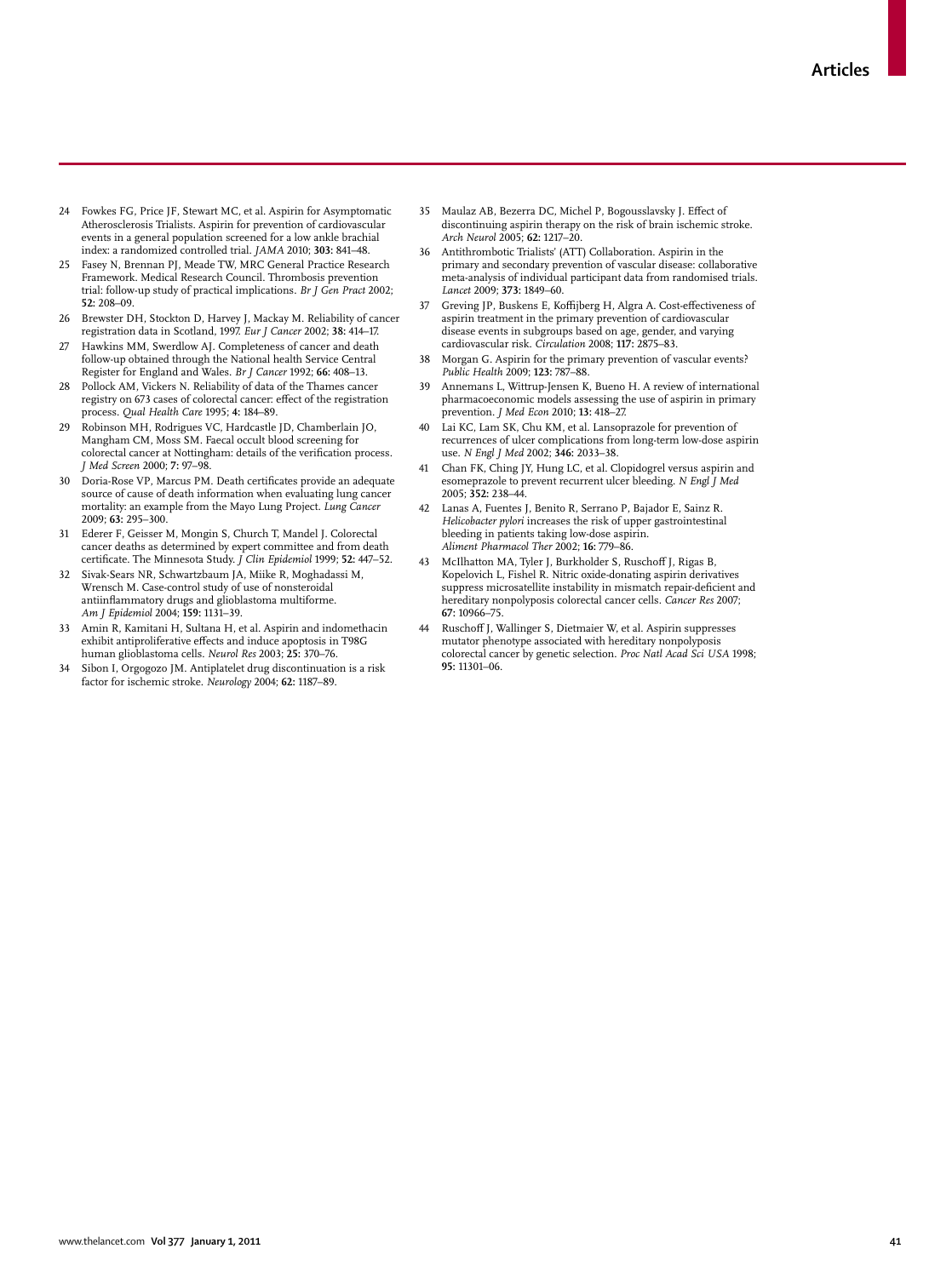24 Fowkes FG, Price JF, Stewart MC, et al. Aspirin for Asymptomatic Atherosclerosis Trialists. Aspirin for prevention of cardiovascular events in a general population screened for a low ankle brachial index: a randomized controlled trial. *JAMA* 2010; **303:** 841–48.

25 Fasey N, Brennan PJ, Meade TW, MRC General Practice Research Framework. Medical Research Council. Thrombosis prevention trial: follow-up study of practical implications. *Br J Gen Pract* 2002; **52:** 208–09.

26 Brewster DH, Stockton D, Harvey J, Mackay M. Reliability of cancer registration data in Scotland, 1997. *Eur J Cancer* 2002; **38:** 414–17.

27 Hawkins MM, Swerdlow AJ. Completeness of cancer and death follow-up obtained through the National health Service Central Register for England and Wales. *Br J Cancer* 1992; **66:** 408–13.

28 Pollock AM, Vickers N. Reliability of data of the Thames cancer registry on 673 cases of colorectal cancer: effect of the registration process. *Qual Health Care* 1995; **4:** 184–89.

29 Robinson MH, Rodrigues VC, Hardcastle JD, Chamberlain JO, Mangham CM, Moss SM. Faecal occult blood screening for colorectal cancer at Nottingham: details of the verification process. *J Med Screen* 2000; **7:** 97–98.

30 Doria-Rose VP, Marcus PM. Death certificates provide an adequate source of cause of death information when evaluating lung cancer mortality: an example from the Mayo Lung Project. *Lung Cancer* 2009; **63:** 295–300.

31 Ederer F, Geisser M, Mongin S, Church T, Mandel J. Colorectal cancer deaths as determined by expert committee and from death certificate. The Minnesota Study. *J Clin Epidemiol* 1999; **52:** 447–52.

32 Sivak-Sears NR, Schwartzbaum JA, Miike R, Moghadassi M, Wrensch M. Case-control study of use of nonsteroidal antiinflammatory drugs and glioblastoma multiforme. *Am J Epidemiol* 2004; **159:** 1131–39.

33 Amin R, Kamitani H, Sultana H, et al. Aspirin and indomethacin exhibit antiproliferative effects and induce apoptosis in T98G human glioblastoma cells. *Neurol Res* 2003; **25:** 370–76.

34 Sibon I, Orgogozo JM. Antiplatelet drug discontinuation is a risk factor for ischemic stroke. *Neurology* 2004; **62:** 1187–89.

35 Maulaz AB, Bezerra DC, Michel P, Bogousslavsky J. Effect of discontinuing aspirin therapy on the risk of brain ischemic stroke. *Arch Neurol* 2005; **62:** 1217–20.

36 Antithrombotic Trialists' (ATT) Collaboration. Aspirin in the primary and secondary prevention of vascular disease: collaborative meta-analysis of individual participant data from randomised trials. *Lancet* 2009; **373:** 1849–60.

37 Greving JP, Buskens E, Koffijberg H, Algra A. Cost-effectiveness of aspirin treatment in the primary prevention of cardiovascular disease events in subgroups based on age, gender, and varying cardiovascular risk. *Circulation* 2008; **117:** 2875–83.

38 Morgan G. Aspirin for the primary prevention of vascular events? *Public Health* 2009; **123:** 787–88.

39 Annemans L, Wittrup-Jensen K, Bueno H. A review of international pharmacoeconomic models assessing the use of aspirin in primary prevention. *J Med Econ* 2010; **13:** 418–27.

40 Lai KC, Lam SK, Chu KM, et al. Lansoprazole for prevention of recurrences of ulcer complications from long-term low-dose aspirin use. *N Engl J Med* 2002; **346:** 2033–38.

41 Chan FK, Ching JY, Hung LC, et al. Clopidogrel versus aspirin and esomeprazole to prevent recurrent ulcer bleeding. *N Engl J Med* 2005; **352:** 238–44.

42 Lanas A, Fuentes J, Benito R, Serrano P, Bajador E, Sainz R. *Helicobacter pylori* increases the risk of upper gastrointestinal bleeding in patients taking low-dose aspirin. *Aliment Pharmacol Ther* 2002; **16:** 779–86.

43 McIlhatton MA, Tyler J, Burkholder S, Ruschoff J, Rigas B, Kopelovich L, Fishel R. Nitric oxide-donating aspirin derivatives suppress microsatellite instability in mismatch repair-deficient and hereditary nonpolyposis colorectal cancer cells. *Cancer Res* 2007; **67:** 10966–75.

44 Ruschoff J, Wallinger S, Dietmaier W, et al. Aspirin suppresses mutator phenotype associated with hereditary nonpolyposis colorectal cancer by genetic selection. *Proc Natl Acad Sci USA* 1998; **95:** 11301–06.